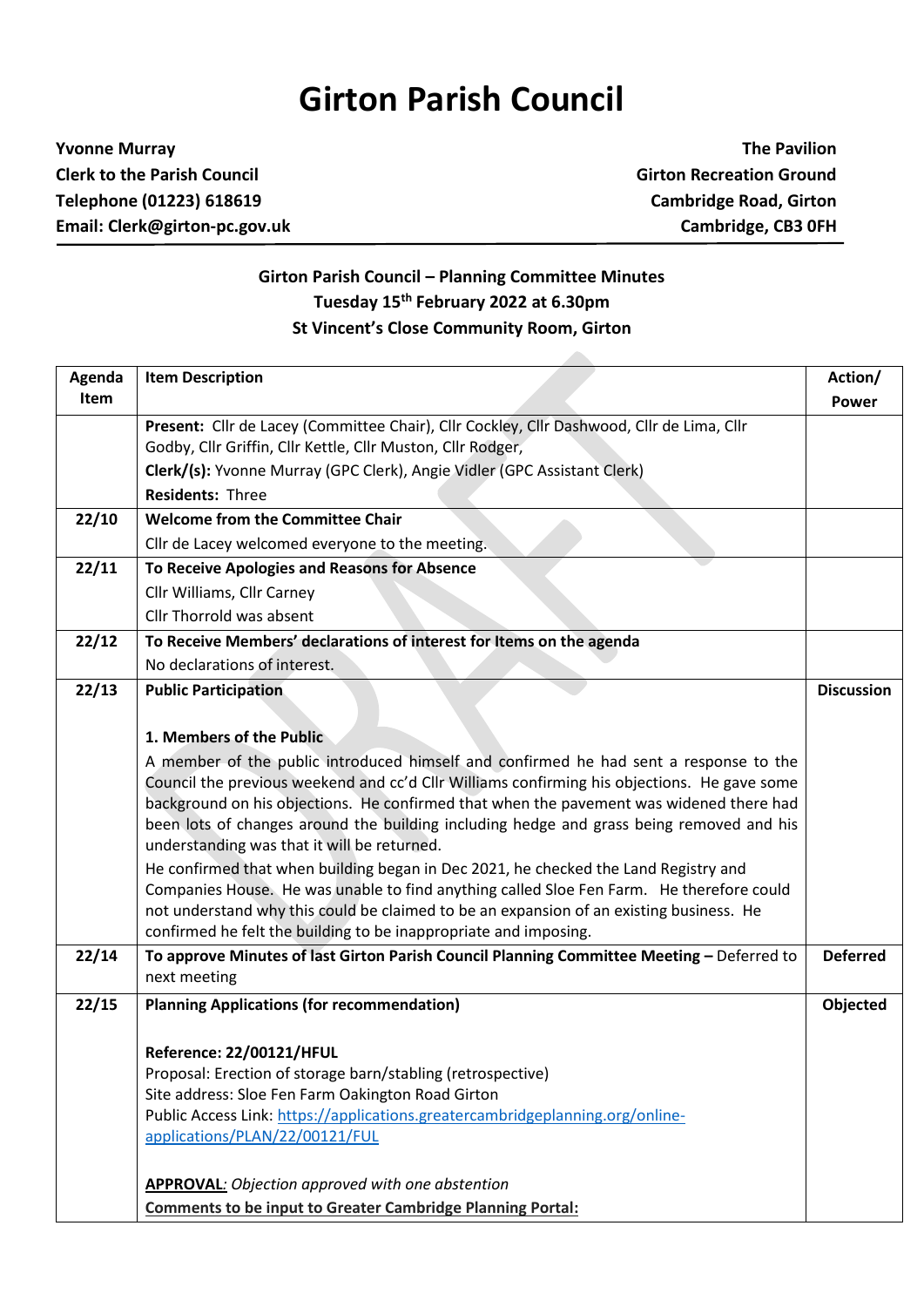# Girton Parish Council

**Yvonne Murray**
**Clerk to the Parish Council**
**Telephone (01223) 618619**
**Email: Clerk@girton-pc.gov.uk**

**The Pavilion**
**Girton Recreation Ground**
**Cambridge Road, Girton**
**Cambridge, CB3 0FH**

**Girton Parish Council – Planning Committee Minutes**
**Tuesday 15th February 2022 at 6.30pm**
**St Vincent's Close Community Room, Girton**

| Agenda Item | Item Description | Action/ Power |
|---|---|---|
| | **Present:** Cllr de Lacey (Committee Chair), Cllr Cockley, Cllr Dashwood, Cllr de Lima, Cllr Godby, Cllr Griffin, Cllr Kettle, Cllr Muston, Cllr Rodger,<br>**Clerk/(s):** Yvonne Murray (GPC Clerk), Angie Vidler (GPC Assistant Clerk)<br>**Residents:** Three | |
| **22/10** | **Welcome from the Committee Chair**<br>Cllr de Lacey welcomed everyone to the meeting. | |
| **22/11** | **To Receive Apologies and Reasons for Absence**<br>Cllr Williams, Cllr Carney<br>Cllr Thorrold was absent | |
| **22/12** | **To Receive Members' declarations of interest for Items on the agenda**<br>No declarations of interest. | |
| **22/13** | **Public Participation**<br><br>**1. Members of the Public**<br>A member of the public introduced himself and confirmed he had sent a response to the Council the previous weekend and cc'd Cllr Williams confirming his objections. He gave some background on his objections. He confirmed that when the pavement was widened there had been lots of changes around the building including hedge and grass being removed and his understanding was that it will be returned.<br>He confirmed that when building began in Dec 2021, he checked the Land Registry and Companies House. He was unable to find anything called Sloe Fen Farm. He therefore could not understand why this could be claimed to be an expansion of an existing business. He confirmed he felt the building to be inappropriate and imposing. | **Discussion** |
| **22/14** | **To approve Minutes of last Girton Parish Council Planning Committee Meeting –** Deferred to next meeting | **Deferred** |
| **22/15** | **Planning Applications (for recommendation)**<br><br>**Reference: 22/00121/HFUL**<br>Proposal: Erection of storage barn/stabling (retrospective)<br>Site address: Sloe Fen Farm Oakington Road Girton<br>Public Access Link: [https://applications.greatercambridgeplanning.org/online-applications/PLAN/22/00121/FUL](https://applications.greatercambridgeplanning.org/online-applications/PLAN/22/00121/FUL)<br><br>**APPROVAL**: *Objection approved with one abstention*<br>**Comments to be input to Greater Cambridge Planning Portal:** | **Objected** |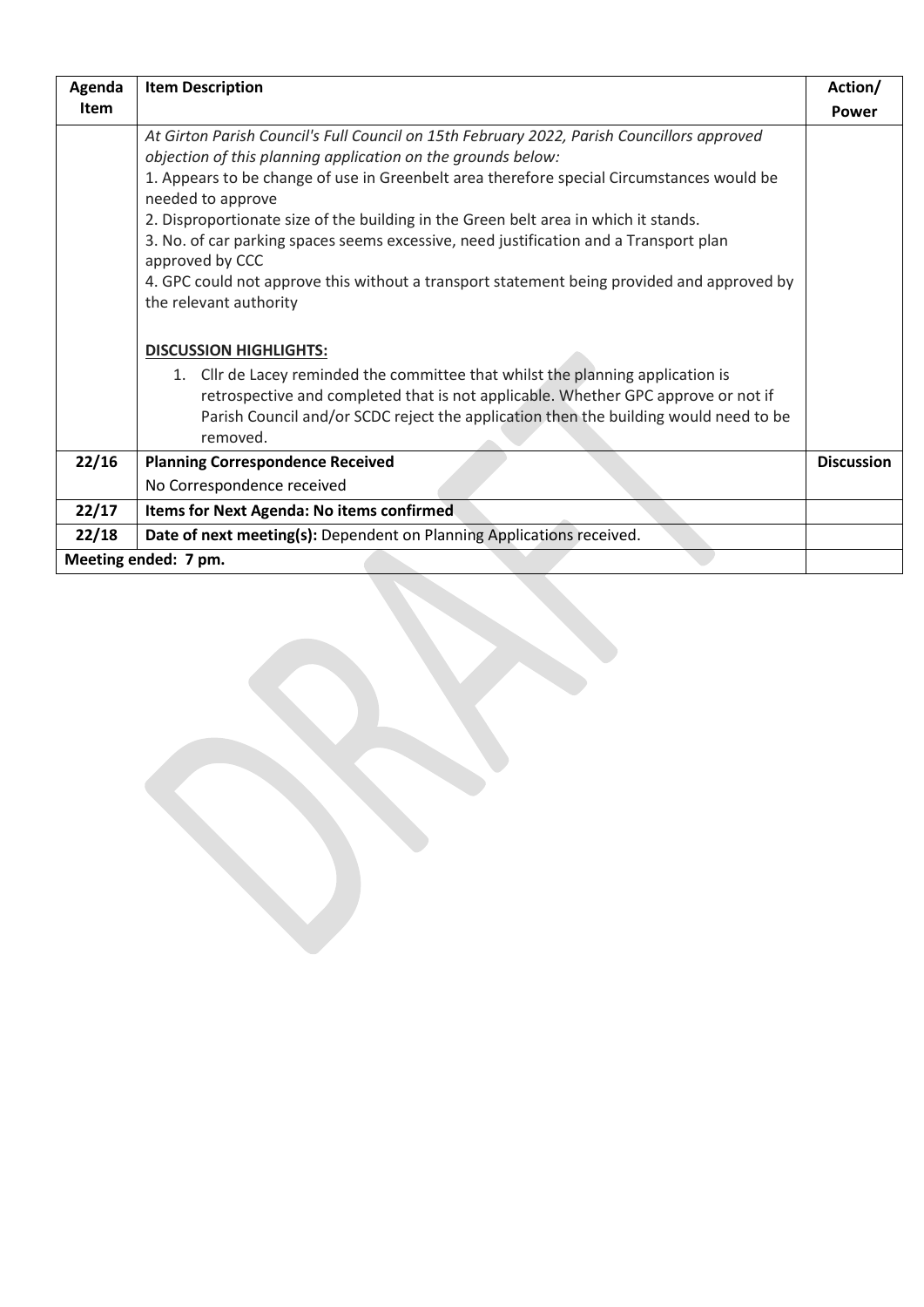| Agenda Item | Item Description | Action/ Power |
|---|---|---|
| | *At Girton Parish Council's Full Council on 15th February 2022, Parish Councillors approved objection of this planning application on the grounds below:*<br>1. Appears to be change of use in Greenbelt area therefore special Circumstances would be needed to approve<br>2. Disproportionate size of the building in the Green belt area in which it stands.<br>3. No. of car parking spaces seems excessive, need justification and a Transport plan approved by CCC<br>4. GPC could not approve this without a transport statement being provided and approved by the relevant authority<br><br>**DISCUSSION HIGHLIGHTS:**<br>1. Cllr de Lacey reminded the committee that whilst the planning application is retrospective and completed that is not applicable. Whether GPC approve or not if Parish Council and/or SCDC reject the application then the building would need to be removed. | |
| **22/16** | **Planning Correspondence Received**<br>No Correspondence received | **Discussion** |
| **22/17** | **Items for Next Agenda: No items confirmed** | |
| **22/18** | **Date of next meeting(s):** Dependent on Planning Applications received. | |
| **Meeting ended: 7 pm.** | | |